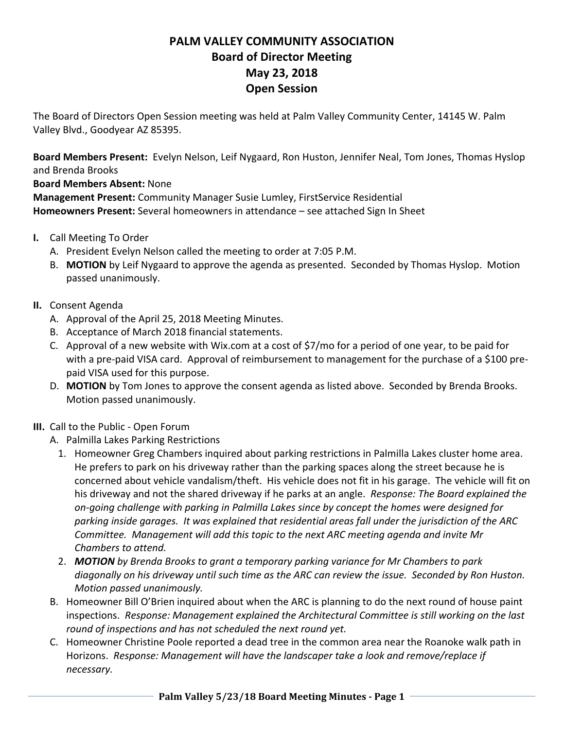# PALM VALLEY COMMUNITY ASSOCIATION
## Board of Director Meeting
## May 23, 2018
## Open Session

The Board of Directors Open Session meeting was held at Palm Valley Community Center, 14145 W. Palm Valley Blvd., Goodyear AZ 85395.

**Board Members Present:** Evelyn Nelson, Leif Nygaard, Ron Huston, Jennifer Neal, Tom Jones, Thomas Hyslop and Brenda Brooks
**Board Members Absent:** None
**Management Present:** Community Manager Susie Lumley, FirstService Residential
**Homeowners Present:** Several homeowners in attendance – see attached Sign In Sheet

**I.** Call Meeting To Order
   A. President Evelyn Nelson called the meeting to order at 7:05 P.M.
   B. **MOTION** by Leif Nygaard to approve the agenda as presented. Seconded by Thomas Hyslop. Motion passed unanimously.

**II.** Consent Agenda
   A. Approval of the April 25, 2018 Meeting Minutes.
   B. Acceptance of March 2018 financial statements.
   C. Approval of a new website with Wix.com at a cost of $7/mo for a period of one year, to be paid for with a pre-paid VISA card. Approval of reimbursement to management for the purchase of a $100 pre-paid VISA used for this purpose.
   D. **MOTION** by Tom Jones to approve the consent agenda as listed above. Seconded by Brenda Brooks. Motion passed unanimously.

**III.** Call to the Public - Open Forum
   A. Palmilla Lakes Parking Restrictions
      1. Homeowner Greg Chambers inquired about parking restrictions in Palmilla Lakes cluster home area. He prefers to park on his driveway rather than the parking spaces along the street because he is concerned about vehicle vandalism/theft. His vehicle does not fit in his garage. The vehicle will fit on his driveway and not the shared driveway if he parks at an angle. *Response: The Board explained the on-going challenge with parking in Palmilla Lakes since by concept the homes were designed for parking inside garages. It was explained that residential areas fall under the jurisdiction of the ARC Committee. Management will add this topic to the next ARC meeting agenda and invite Mr Chambers to attend.*
      2. ***MOTION*** *by Brenda Brooks to grant a temporary parking variance for Mr Chambers to park diagonally on his driveway until such time as the ARC can review the issue. Seconded by Ron Huston. Motion passed unanimously.*
   B. Homeowner Bill O'Brien inquired about when the ARC is planning to do the next round of house paint inspections. *Response: Management explained the Architectural Committee is still working on the last round of inspections and has not scheduled the next round yet.*
   C. Homeowner Christine Poole reported a dead tree in the common area near the Roanoke walk path in Horizons. *Response: Management will have the landscaper take a look and remove/replace if necessary.*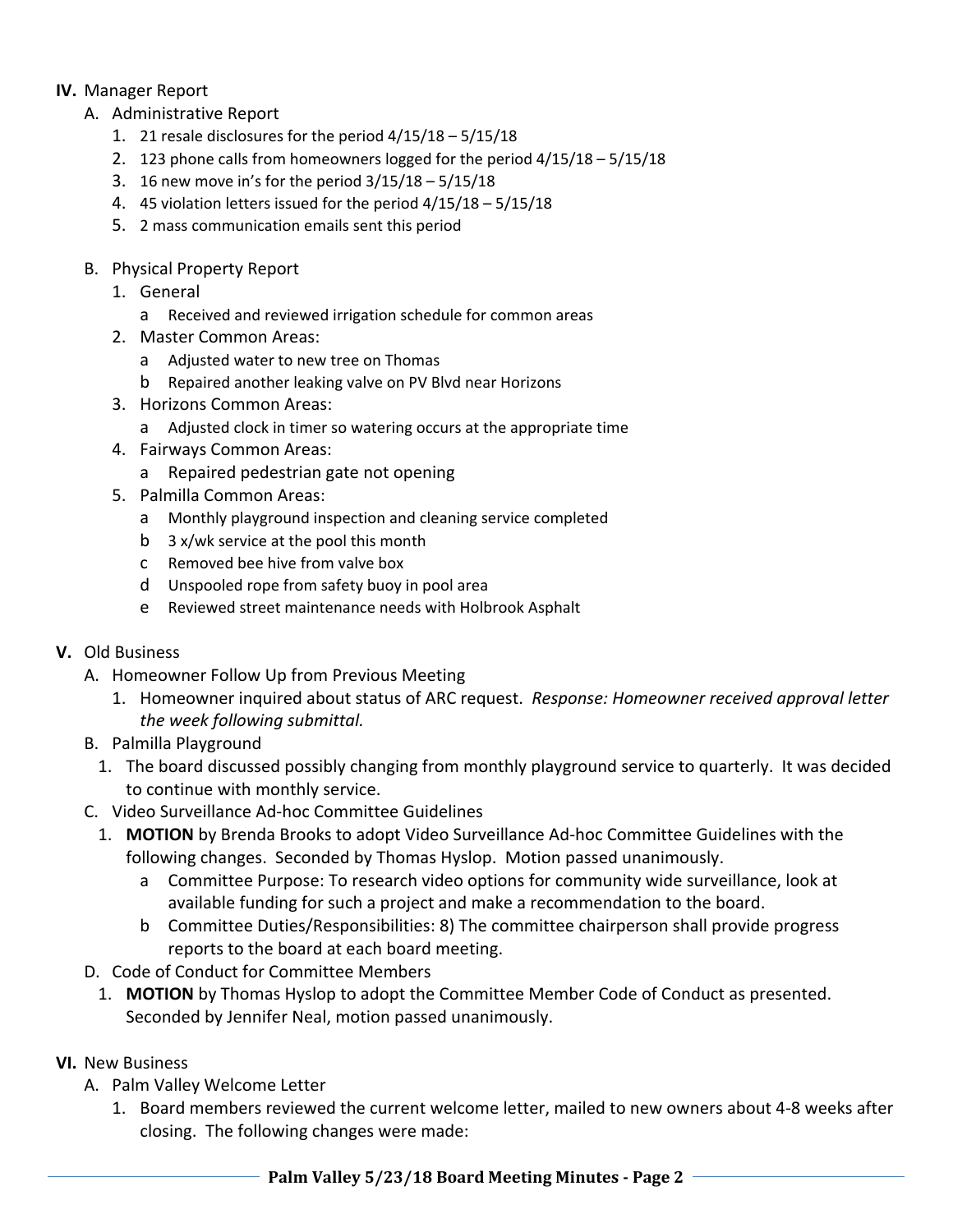**IV.** Manager Report

A. Administrative Report

1. 21 resale disclosures for the period 4/15/18 – 5/15/18
2. 123 phone calls from homeowners logged for the period 4/15/18 – 5/15/18
3. 16 new move in's for the period 3/15/18 – 5/15/18
4. 45 violation letters issued for the period 4/15/18 – 5/15/18
5. 2 mass communication emails sent this period

B. Physical Property Report

1. General
   a Received and reviewed irrigation schedule for common areas
2. Master Common Areas:
   a Adjusted water to new tree on Thomas
   b Repaired another leaking valve on PV Blvd near Horizons
3. Horizons Common Areas:
   a Adjusted clock in timer so watering occurs at the appropriate time
4. Fairways Common Areas:
   a Repaired pedestrian gate not opening
5. Palmilla Common Areas:
   a Monthly playground inspection and cleaning service completed
   b 3 x/wk service at the pool this month
   c Removed bee hive from valve box
   d Unspooled rope from safety buoy in pool area
   e Reviewed street maintenance needs with Holbrook Asphalt

**V.** Old Business

A. Homeowner Follow Up from Previous Meeting

1. Homeowner inquired about status of ARC request. *Response: Homeowner received approval letter the week following submittal.*

B. Palmilla Playground

1. The board discussed possibly changing from monthly playground service to quarterly. It was decided to continue with monthly service.

C. Video Surveillance Ad-hoc Committee Guidelines

1. **MOTION** by Brenda Brooks to adopt Video Surveillance Ad-hoc Committee Guidelines with the following changes. Seconded by Thomas Hyslop. Motion passed unanimously.
   a Committee Purpose: To research video options for community wide surveillance, look at available funding for such a project and make a recommendation to the board.
   b Committee Duties/Responsibilities: 8) The committee chairperson shall provide progress reports to the board at each board meeting.

D. Code of Conduct for Committee Members

1. **MOTION** by Thomas Hyslop to adopt the Committee Member Code of Conduct as presented. Seconded by Jennifer Neal, motion passed unanimously.

**VI.** New Business

A. Palm Valley Welcome Letter

1. Board members reviewed the current welcome letter, mailed to new owners about 4-8 weeks after closing. The following changes were made: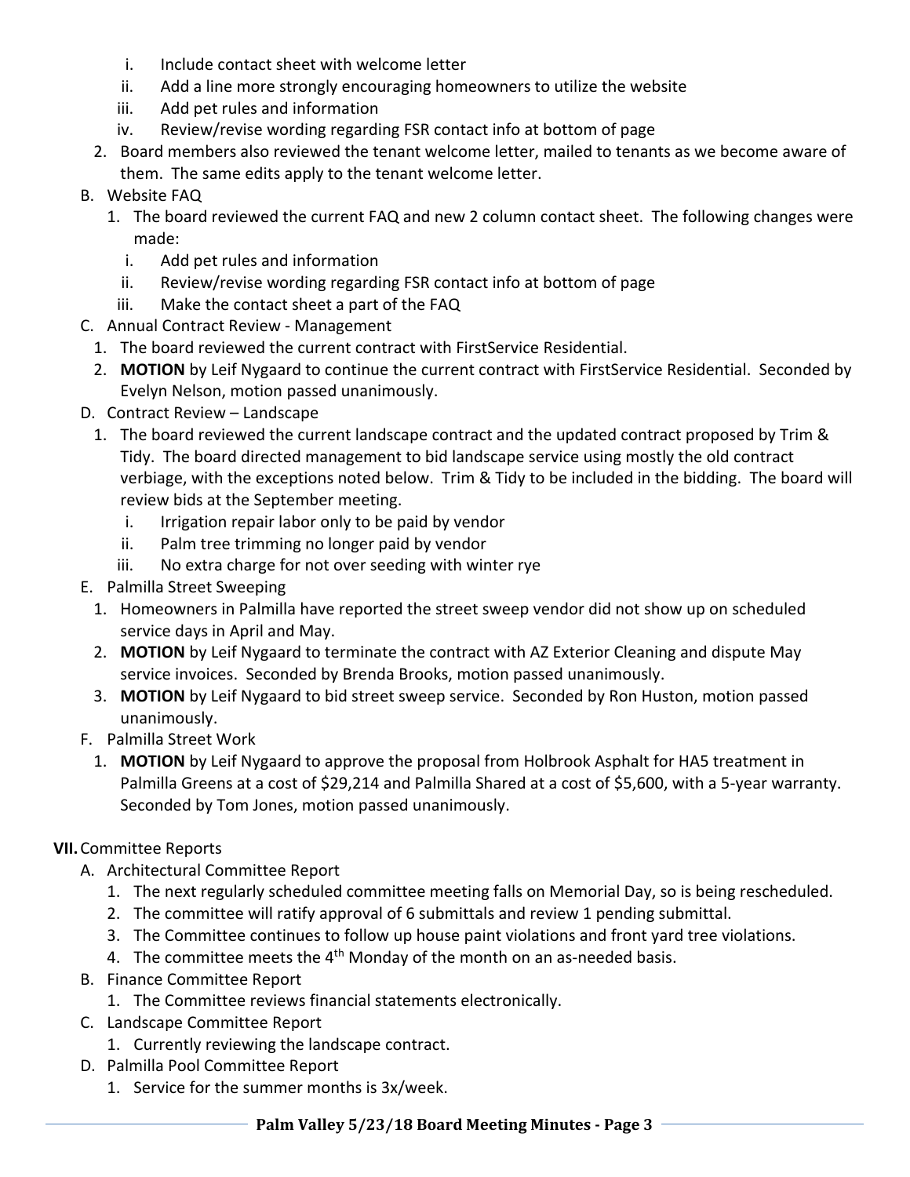i. Include contact sheet with welcome letter
ii. Add a line more strongly encouraging homeowners to utilize the website
iii. Add pet rules and information
iv. Review/revise wording regarding FSR contact info at bottom of page

2. Board members also reviewed the tenant welcome letter, mailed to tenants as we become aware of them. The same edits apply to the tenant welcome letter.

B. Website FAQ

1. The board reviewed the current FAQ and new 2 column contact sheet. The following changes were made:
   i. Add pet rules and information
   ii. Review/revise wording regarding FSR contact info at bottom of page
   iii. Make the contact sheet a part of the FAQ

C. Annual Contract Review - Management

1. The board reviewed the current contract with FirstService Residential.
2. **MOTION** by Leif Nygaard to continue the current contract with FirstService Residential. Seconded by Evelyn Nelson, motion passed unanimously.

D. Contract Review – Landscape

1. The board reviewed the current landscape contract and the updated contract proposed by Trim & Tidy. The board directed management to bid landscape service using mostly the old contract verbiage, with the exceptions noted below. Trim & Tidy to be included in the bidding. The board will review bids at the September meeting.
   i. Irrigation repair labor only to be paid by vendor
   ii. Palm tree trimming no longer paid by vendor
   iii. No extra charge for not over seeding with winter rye

E. Palmilla Street Sweeping

1. Homeowners in Palmilla have reported the street sweep vendor did not show up on scheduled service days in April and May.
2. **MOTION** by Leif Nygaard to terminate the contract with AZ Exterior Cleaning and dispute May service invoices. Seconded by Brenda Brooks, motion passed unanimously.
3. **MOTION** by Leif Nygaard to bid street sweep service. Seconded by Ron Huston, motion passed unanimously.

F. Palmilla Street Work

1. **MOTION** by Leif Nygaard to approve the proposal from Holbrook Asphalt for HA5 treatment in Palmilla Greens at a cost of $29,214 and Palmilla Shared at a cost of $5,600, with a 5-year warranty. Seconded by Tom Jones, motion passed unanimously.

**VII.** Committee Reports

A. Architectural Committee Report

1. The next regularly scheduled committee meeting falls on Memorial Day, so is being rescheduled.
2. The committee will ratify approval of 6 submittals and review 1 pending submittal.
3. The Committee continues to follow up house paint violations and front yard tree violations.
4. The committee meets the 4th Monday of the month on an as-needed basis.

B. Finance Committee Report

1. The Committee reviews financial statements electronically.

C. Landscape Committee Report

1. Currently reviewing the landscape contract.

D. Palmilla Pool Committee Report

1. Service for the summer months is 3x/week.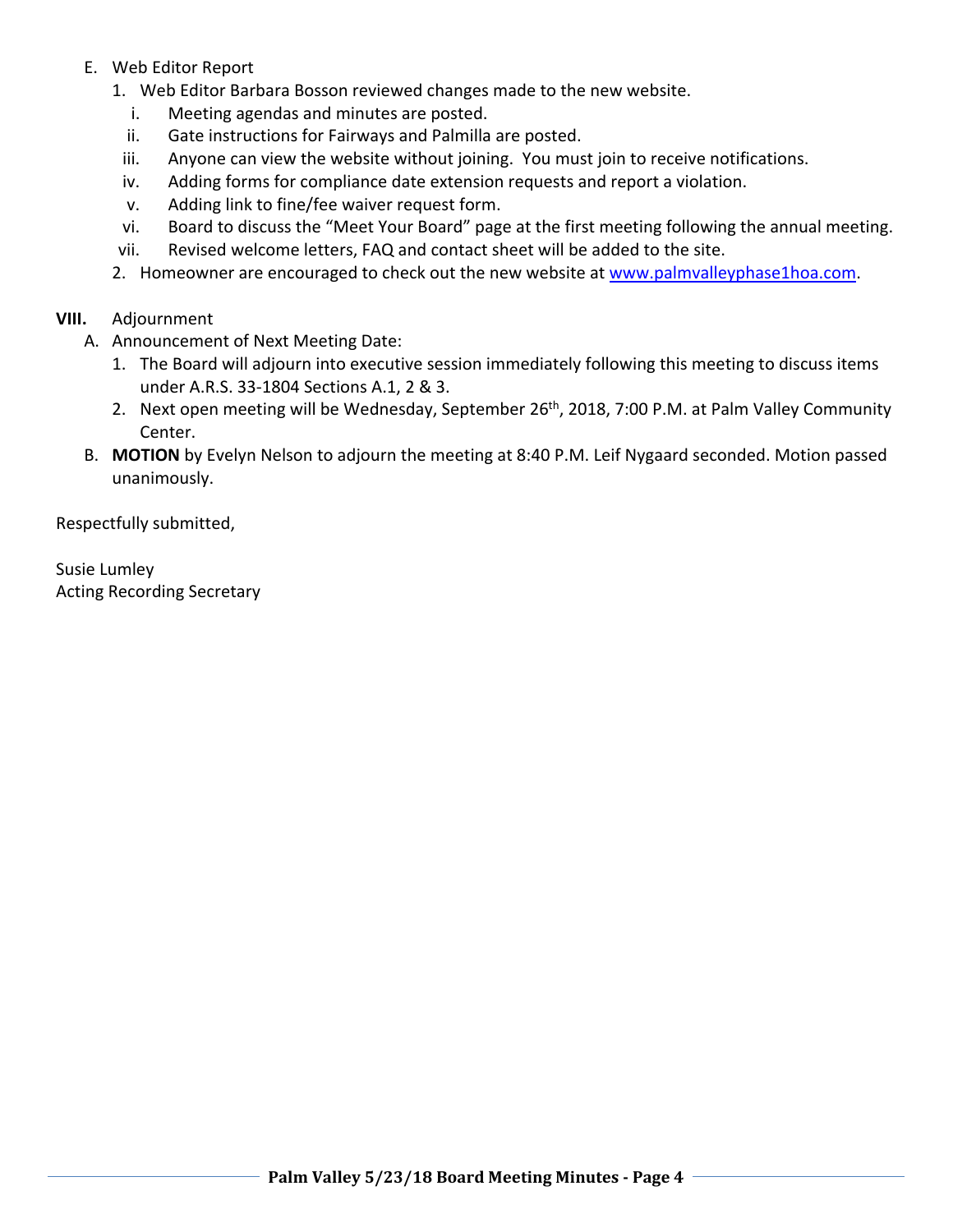E. Web Editor Report
   1. Web Editor Barbara Bosson reviewed changes made to the new website.
      i. Meeting agendas and minutes are posted.
      ii. Gate instructions for Fairways and Palmilla are posted.
      iii. Anyone can view the website without joining. You must join to receive notifications.
      iv. Adding forms for compliance date extension requests and report a violation.
      v. Adding link to fine/fee waiver request form.
      vi. Board to discuss the "Meet Your Board" page at the first meeting following the annual meeting.
      vii. Revised welcome letters, FAQ and contact sheet will be added to the site.
   2. Homeowner are encouraged to check out the new website at [www.palmvalleyphase1hoa.com](http://www.palmvalleyphase1hoa.com).

**VIII.** Adjournment

A. Announcement of Next Meeting Date:
   1. The Board will adjourn into executive session immediately following this meeting to discuss items under A.R.S. 33-1804 Sections A.1, 2 & 3.
   2. Next open meeting will be Wednesday, September 26th, 2018, 7:00 P.M. at Palm Valley Community Center.

B. **MOTION** by Evelyn Nelson to adjourn the meeting at 8:40 P.M. Leif Nygaard seconded. Motion passed unanimously.

Respectfully submitted,

Susie Lumley
Acting Recording Secretary